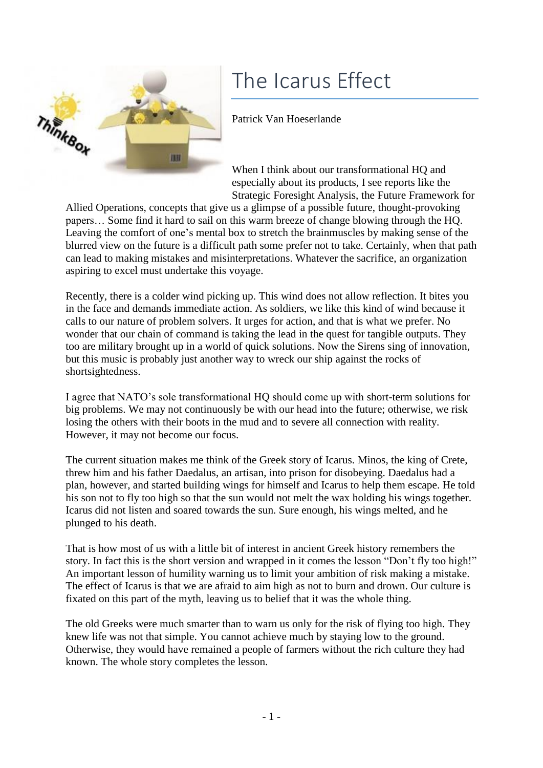# The Icarus Effect

Patrick Van Hoeserlande

When I think about our transformational HQ and especially about its products, I see reports like the Strategic Foresight Analysis, the Future Framework for Allied Operations, concepts that give us a glimpse of a possible future, thought-provoking papers… Some find it hard to sail on this warm breeze of change blowing through the HQ. Leaving the comfort of one's mental box to stretch the brainmuscles by making sense of the blurred view on the future is a difficult path some prefer not to take. Certainly, when that path can lead to making mistakes and misinterpretations. Whatever the sacrifice, an organization aspiring to excel must undertake this voyage.

Recently, there is a colder wind picking up. This wind does not allow reflection. It bites you in the face and demands immediate action. As soldiers, we like this kind of wind because it calls to our nature of problem solvers. It urges for action, and that is what we prefer. No wonder that our chain of command is taking the lead in the quest for tangible outputs. They too are military brought up in a world of quick solutions. Now the Sirens sing of innovation, but this music is probably just another way to wreck our ship against the rocks of shortsightedness.

I agree that NATO's sole transformational HQ should come up with short-term solutions for big problems. We may not continuously be with our head into the future; otherwise, we risk losing the others with their boots in the mud and to severe all connection with reality. However, it may not become our focus.

The current situation makes me think of the Greek story of Icarus. Minos, the king of Crete, threw him and his father Daedalus, an artisan, into prison for disobeying. Daedalus had a plan, however, and started building wings for himself and Icarus to help them escape. He told his son not to fly too high so that the sun would not melt the wax holding his wings together. Icarus did not listen and soared towards the sun. Sure enough, his wings melted, and he plunged to his death.

That is how most of us with a little bit of interest in ancient Greek history remembers the story. In fact this is the short version and wrapped in it comes the lesson "Don't fly too high!" An important lesson of humility warning us to limit your ambition of risk making a mistake. The effect of Icarus is that we are afraid to aim high as not to burn and drown. Our culture is fixated on this part of the myth, leaving us to belief that it was the whole thing.

The old Greeks were much smarter than to warn us only for the risk of flying too high. They knew life was not that simple. You cannot achieve much by staying low to the ground. Otherwise, they would have remained a people of farmers without the rich culture they had known. The whole story completes the lesson.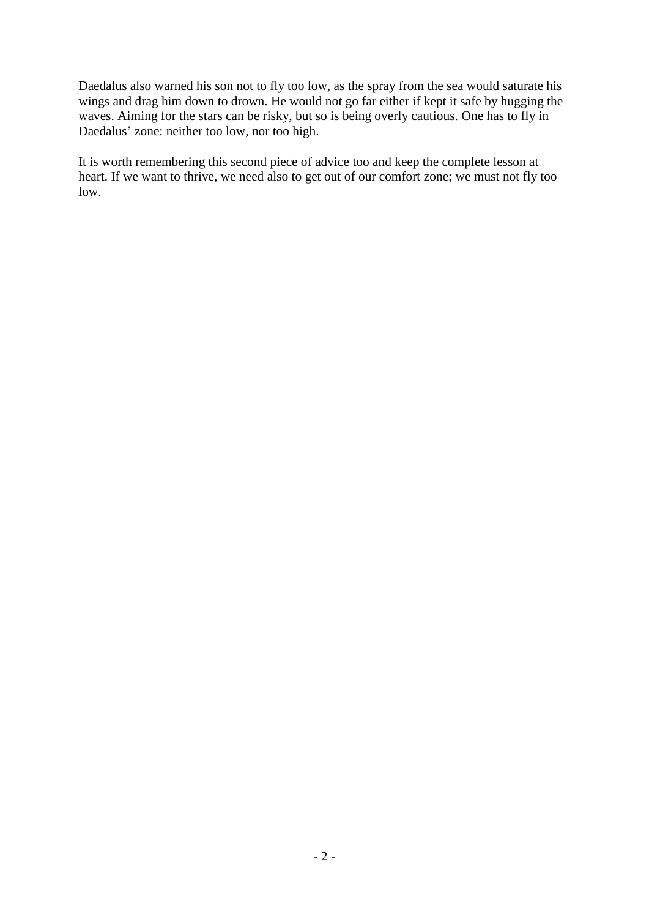Daedalus also warned his son not to fly too low, as the spray from the sea would saturate his wings and drag him down to drown. He would not go far either if kept it safe by hugging the waves. Aiming for the stars can be risky, but so is being overly cautious. One has to fly in Daedalus' zone: neither too low, nor too high.

It is worth remembering this second piece of advice too and keep the complete lesson at heart. If we want to thrive, we need also to get out of our comfort zone; we must not fly too low.